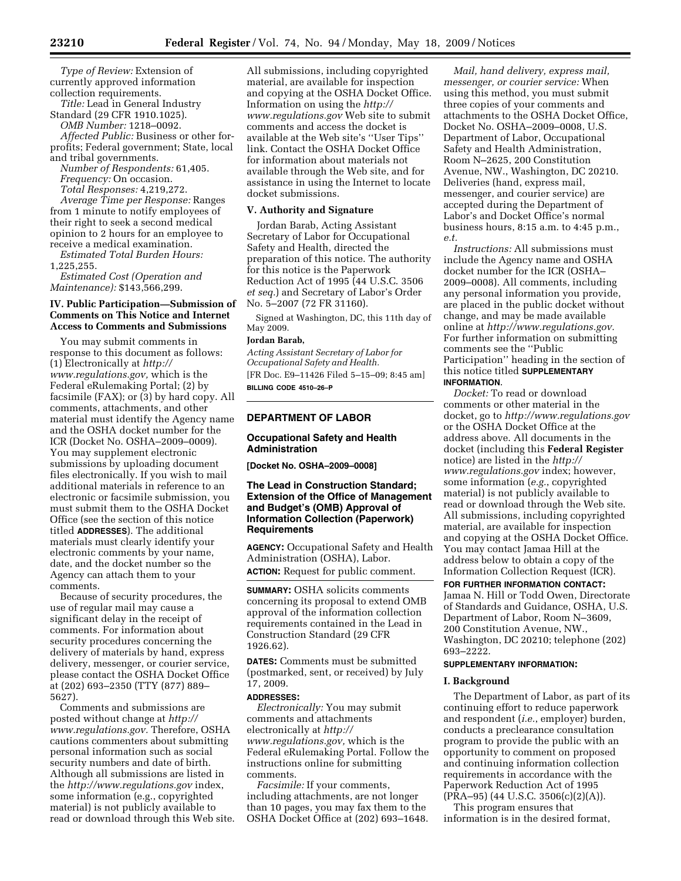*Type of Review:* Extension of currently approved information collection requirements.

*Title:* Lead in General Industry Standard (29 CFR 1910.1025).

*OMB Number:* 1218–0092.

*Affected Public:* Business or other for-profits; Federal government; State, local and tribal governments.

*Number of Respondents:* 61,405.

*Frequency:* On occasion.

*Total Responses:* 4,219,272.

*Average Time per Response:* Ranges from 1 minute to notify employees of their right to seek a second medical opinion to 2 hours for an employee to receive a medical examination.

*Estimated Total Burden Hours:* 1,225,255.

*Estimated Cost (Operation and Maintenance):* $143,566,299.

### IV. Public Participation—Submission of Comments on This Notice and Internet Access to Comments and Submissions

You may submit comments in response to this document as follows: (1) Electronically at *http://www.regulations.gov,* which is the Federal eRulemaking Portal; (2) by facsimile (FAX); or (3) by hard copy. All comments, attachments, and other material must identify the Agency name and the OSHA docket number for the ICR (Docket No. OSHA–2009–0009). You may supplement electronic submissions by uploading document files electronically. If you wish to mail additional materials in reference to an electronic or facsimile submission, you must submit them to the OSHA Docket Office (see the section of this notice titled **ADDRESSES**). The additional materials must clearly identify your electronic comments by your name, date, and the docket number so the Agency can attach them to your comments.

Because of security procedures, the use of regular mail may cause a significant delay in the receipt of comments. For information about security procedures concerning the delivery of materials by hand, express delivery, messenger, or courier service, please contact the OSHA Docket Office at (202) 693–2350 (TTY (877) 889–5627).

Comments and submissions are posted without change at *http://www.regulations.gov.* Therefore, OSHA cautions commenters about submitting personal information such as social security numbers and date of birth. Although all submissions are listed in the *http://www.regulations.gov* index, some information (e.g., copyrighted material) is not publicly available to read or download through this Web site. All submissions, including copyrighted material, are available for inspection and copying at the OSHA Docket Office. Information on using the *http://www.regulations.gov* Web site to submit comments and access the docket is available at the Web site's ''User Tips'' link. Contact the OSHA Docket Office for information about materials not available through the Web site, and for assistance in using the Internet to locate docket submissions.

### V. Authority and Signature

Jordan Barab, Acting Assistant Secretary of Labor for Occupational Safety and Health, directed the preparation of this notice. The authority for this notice is the Paperwork Reduction Act of 1995 (44 U.S.C. 3506 *et seq.*) and Secretary of Labor's Order No. 5–2007 (72 FR 31160).

Signed at Washington, DC, this 11th day of May 2009.

**Jordan Barab,**

*Acting Assistant Secretary of Labor for Occupational Safety and Health.*

[FR Doc. E9–11426 Filed 5–15–09; 8:45 am]

**BILLING CODE 4510–26–P**

---

## DEPARTMENT OF LABOR

### Occupational Safety and Health Administration

**[Docket No. OSHA–2009–0008]**

### The Lead in Construction Standard; Extension of the Office of Management and Budget's (OMB) Approval of Information Collection (Paperwork) Requirements

**AGENCY:** Occupational Safety and Health Administration (OSHA), Labor.

**ACTION:** Request for public comment.

**SUMMARY:** OSHA solicits comments concerning its proposal to extend OMB approval of the information collection requirements contained in the Lead in Construction Standard (29 CFR 1926.62).

**DATES:** Comments must be submitted (postmarked, sent, or received) by July 17, 2009.

**ADDRESSES:**

*Electronically:* You may submit comments and attachments electronically at *http://www.regulations.gov,* which is the Federal eRulemaking Portal. Follow the instructions online for submitting comments.

*Facsimile:* If your comments, including attachments, are not longer than 10 pages, you may fax them to the OSHA Docket Office at (202) 693–1648.

*Mail, hand delivery, express mail, messenger, or courier service:* When using this method, you must submit three copies of your comments and attachments to the OSHA Docket Office, Docket No. OSHA–2009–0008, U.S. Department of Labor, Occupational Safety and Health Administration, Room N–2625, 200 Constitution Avenue, NW., Washington, DC 20210. Deliveries (hand, express mail, messenger, and courier service) are accepted during the Department of Labor's and Docket Office's normal business hours, 8:15 a.m. to 4:45 p.m., *e.t.*

*Instructions:* All submissions must include the Agency name and OSHA docket number for the ICR (OSHA–2009–0008). All comments, including any personal information you provide, are placed in the public docket without change, and may be made available online at *http://www.regulations.gov.* For further information on submitting comments see the ''Public Participation'' heading in the section of this notice titled **SUPPLEMENTARY INFORMATION.**

*Docket:* To read or download comments or other material in the docket, go to *http://www.regulations.gov* or the OSHA Docket Office at the address above. All documents in the docket (including this **Federal Register** notice) are listed in the *http://www.regulations.gov* index; however, some information (*e.g.*, copyrighted material) is not publicly available to read or download through the Web site. All submissions, including copyrighted material, are available for inspection and copying at the OSHA Docket Office. You may contact Jamaa Hill at the address below to obtain a copy of the Information Collection Request (ICR).

**FOR FURTHER INFORMATION CONTACT:** Jamaa N. Hill or Todd Owen, Directorate of Standards and Guidance, OSHA, U.S. Department of Labor, Room N–3609, 200 Constitution Avenue, NW., Washington, DC 20210; telephone (202) 693–2222.

**SUPPLEMENTARY INFORMATION:**

### I. Background

The Department of Labor, as part of its continuing effort to reduce paperwork and respondent (*i.e.*, employer) burden, conducts a preclearance consultation program to provide the public with an opportunity to comment on proposed and continuing information collection requirements in accordance with the Paperwork Reduction Act of 1995 (PRA–95) (44 U.S.C. 3506(c)(2)(A)).

This program ensures that information is in the desired format,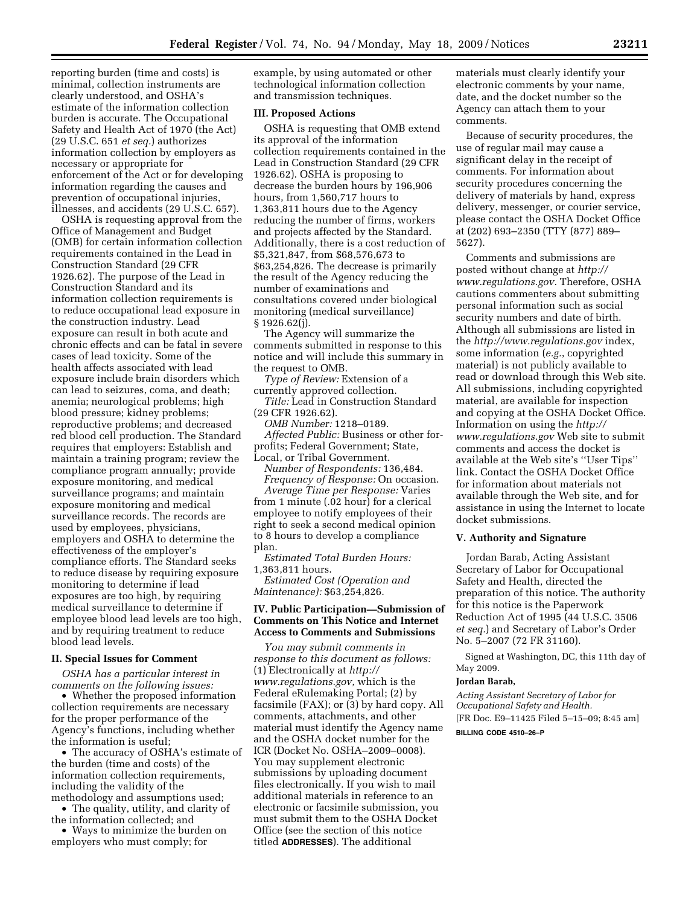reporting burden (time and costs) is minimal, collection instruments are clearly understood, and OSHA's estimate of the information collection burden is accurate. The Occupational Safety and Health Act of 1970 (the Act) (29 U.S.C. 651 *et seq.*) authorizes information collection by employers as necessary or appropriate for enforcement of the Act or for developing information regarding the causes and prevention of occupational injuries, illnesses, and accidents (29 U.S.C. 657).

OSHA is requesting approval from the Office of Management and Budget (OMB) for certain information collection requirements contained in the Lead in Construction Standard (29 CFR 1926.62). The purpose of the Lead in Construction Standard and its information collection requirements is to reduce occupational lead exposure in the construction industry. Lead exposure can result in both acute and chronic effects and can be fatal in severe cases of lead toxicity. Some of the health affects associated with lead exposure include brain disorders which can lead to seizures, coma, and death; anemia; neurological problems; high blood pressure; kidney problems; reproductive problems; and decreased red blood cell production. The Standard requires that employers: Establish and maintain a training program; review the compliance program annually; provide exposure monitoring, and medical surveillance programs; and maintain exposure monitoring and medical surveillance records. The records are used by employees, physicians, employers and OSHA to determine the effectiveness of the employer's compliance efforts. The Standard seeks to reduce disease by requiring exposure monitoring to determine if lead exposures are too high, by requiring medical surveillance to determine if employee blood lead levels are too high, and by requiring treatment to reduce blood lead levels.

## II. Special Issues for Comment

*OSHA has a particular interest in comments on the following issues:*

- Whether the proposed information collection requirements are necessary for the proper performance of the Agency's functions, including whether the information is useful;
- The accuracy of OSHA's estimate of the burden (time and costs) of the information collection requirements, including the validity of the methodology and assumptions used;
- The quality, utility, and clarity of the information collected; and
- Ways to minimize the burden on employers who must comply; for example, by using automated or other technological information collection and transmission techniques.

## III. Proposed Actions

OSHA is requesting that OMB extend its approval of the information collection requirements contained in the Lead in Construction Standard (29 CFR 1926.62). OSHA is proposing to decrease the burden hours by 196,906 hours, from 1,560,717 hours to 1,363,811 hours due to the Agency reducing the number of firms, workers and projects affected by the Standard. Additionally, there is a cost reduction of $5,321,847, from $68,576,673 to $63,254,826. The decrease is primarily the result of the Agency reducing the number of examinations and consultations covered under biological monitoring (medical surveillance) § 1926.62(j).

The Agency will summarize the comments submitted in response to this notice and will include this summary in the request to OMB.

*Type of Review:* Extension of a currently approved collection.

*Title:* Lead in Construction Standard (29 CFR 1926.62).

*OMB Number:* 1218–0189.

*Affected Public:* Business or other for-profits; Federal Government; State, Local, or Tribal Government.

*Number of Respondents:* 136,484.

*Frequency of Response:* On occasion.

*Average Time per Response:* Varies from 1 minute (.02 hour) for a clerical employee to notify employees of their right to seek a second medical opinion to 8 hours to develop a compliance plan.

*Estimated Total Burden Hours:* 1,363,811 hours.

*Estimated Cost (Operation and Maintenance):* $63,254,826.

## IV. Public Participation—Submission of Comments on This Notice and Internet Access to Comments and Submissions

*You may submit comments in response to this document as follows:* (1) Electronically at *http://www.regulations.gov,* which is the Federal eRulemaking Portal; (2) by facsimile (FAX); or (3) by hard copy. All comments, attachments, and other material must identify the Agency name and the OSHA docket number for the ICR (Docket No. OSHA–2009–0008). You may supplement electronic submissions by uploading document files electronically. If you wish to mail additional materials in reference to an electronic or facsimile submission, you must submit them to the OSHA Docket Office (see the section of this notice titled **ADDRESSES**). The additional materials must clearly identify your electronic comments by your name, date, and the docket number so the Agency can attach them to your comments.

Because of security procedures, the use of regular mail may cause a significant delay in the receipt of comments. For information about security procedures concerning the delivery of materials by hand, express delivery, messenger, or courier service, please contact the OSHA Docket Office at (202) 693–2350 (TTY (877) 889–5627).

Comments and submissions are posted without change at *http://www.regulations.gov.* Therefore, OSHA cautions commenters about submitting personal information such as social security numbers and date of birth. Although all submissions are listed in the *http://www.regulations.gov* index, some information (*e.g.*, copyrighted material) is not publicly available to read or download through this Web site. All submissions, including copyrighted material, are available for inspection and copying at the OSHA Docket Office. Information on using the *http://www.regulations.gov* Web site to submit comments and access the docket is available at the Web site's ''User Tips'' link. Contact the OSHA Docket Office for information about materials not available through the Web site, and for assistance in using the Internet to locate docket submissions.

## V. Authority and Signature

Jordan Barab, Acting Assistant Secretary of Labor for Occupational Safety and Health, directed the preparation of this notice. The authority for this notice is the Paperwork Reduction Act of 1995 (44 U.S.C. 3506 *et seq.*) and Secretary of Labor's Order No. 5–2007 (72 FR 31160).

Signed at Washington, DC, this 11th day of May 2009.

**Jordan Barab,**

*Acting Assistant Secretary of Labor for Occupational Safety and Health.*

[FR Doc. E9–11425 Filed 5–15–09; 8:45 am]

**BILLING CODE 4510–26–P**